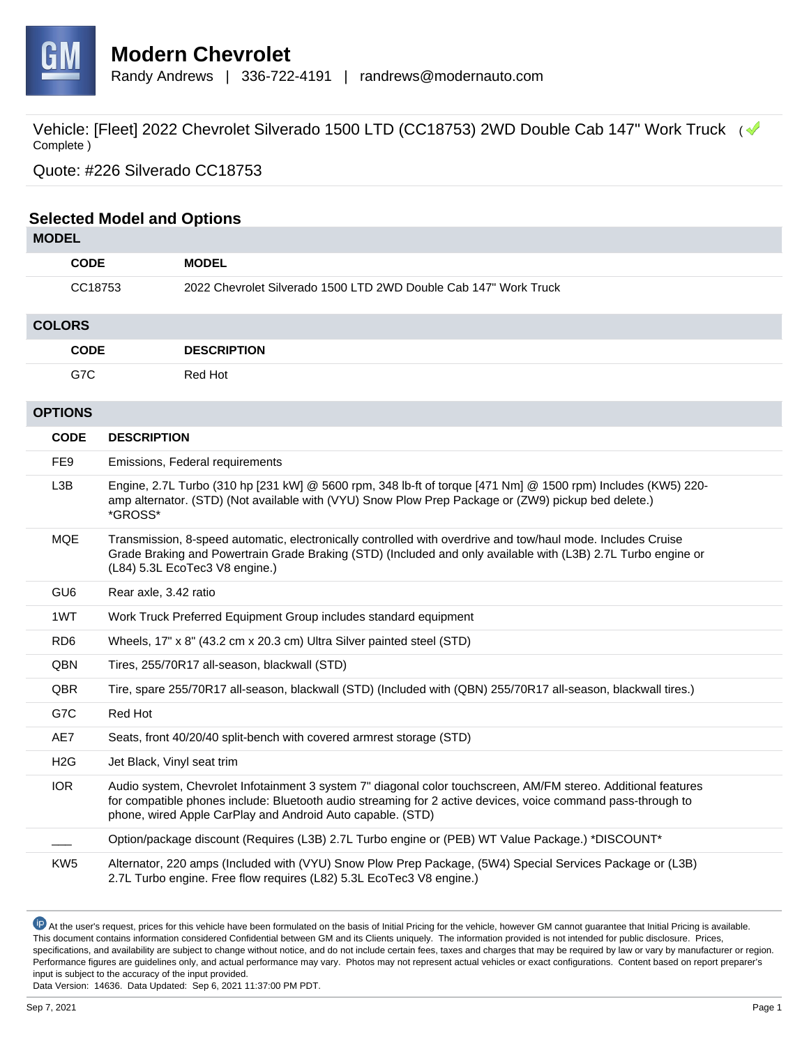# Modern Chevrolet

Randy Andrews | 336-722-4191 | randrews@modernauto.com

Vehicle: [Fleet] 2022 Chevrolet Silverado 1500 LTD (CC18753) 2WD Double Cab 147" Work Truck ( Complete )

Quote: #226 Silverado CC18753

## Selected Model and Options

### MODEL

| CODE | MODEL |
|---|---|
| CC18753 | 2022 Chevrolet Silverado 1500 LTD 2WD Double Cab 147" Work Truck |

### COLORS

| CODE | DESCRIPTION |
|---|---|
| G7C | Red Hot |

### OPTIONS

| CODE | DESCRIPTION |
|---|---|
| FE9 | Emissions, Federal requirements |
| L3B | Engine, 2.7L Turbo (310 hp [231 kW] @ 5600 rpm, 348 lb-ft of torque [471 Nm] @ 1500 rpm) Includes (KW5) 220-amp alternator. (STD) (Not available with (VYU) Snow Plow Prep Package or (ZW9) pickup bed delete.) *GROSS* |
| MQE | Transmission, 8-speed automatic, electronically controlled with overdrive and tow/haul mode. Includes Cruise Grade Braking and Powertrain Grade Braking (STD) (Included and only available with (L3B) 2.7L Turbo engine or (L84) 5.3L EcoTec3 V8 engine.) |
| GU6 | Rear axle, 3.42 ratio |
| 1WT | Work Truck Preferred Equipment Group includes standard equipment |
| RD6 | Wheels, 17" x 8" (43.2 cm x 20.3 cm) Ultra Silver painted steel (STD) |
| QBN | Tires, 255/70R17 all-season, blackwall (STD) |
| QBR | Tire, spare 255/70R17 all-season, blackwall (STD) (Included with (QBN) 255/70R17 all-season, blackwall tires.) |
| G7C | Red Hot |
| AE7 | Seats, front 40/20/40 split-bench with covered armrest storage (STD) |
| H2G | Jet Black, Vinyl seat trim |
| IOR | Audio system, Chevrolet Infotainment 3 system 7" diagonal color touchscreen, AM/FM stereo. Additional features for compatible phones include: Bluetooth audio streaming for 2 active devices, voice command pass-through to phone, wired Apple CarPlay and Android Auto capable. (STD) |
| ___ | Option/package discount (Requires (L3B) 2.7L Turbo engine or (PEB) WT Value Package.) *DISCOUNT* |
| KW5 | Alternator, 220 amps (Included with (VYU) Snow Plow Prep Package, (5W4) Special Services Package or (L3B) 2.7L Turbo engine. Free flow requires (L82) 5.3L EcoTec3 V8 engine.) |

At the user's request, prices for this vehicle have been formulated on the basis of Initial Pricing for the vehicle, however GM cannot guarantee that Initial Pricing is available. This document contains information considered Confidential between GM and its Clients uniquely. The information provided is not intended for public disclosure. Prices, specifications, and availability are subject to change without notice, and do not include certain fees, taxes and charges that may be required by law or vary by manufacturer or region. Performance figures are guidelines only, and actual performance may vary. Photos may not represent actual vehicles or exact configurations. Content based on report preparer's input is subject to the accuracy of the input provided.

Data Version: 14636. Data Updated: Sep 6, 2021 11:37:00 PM PDT.

Sep 7, 2021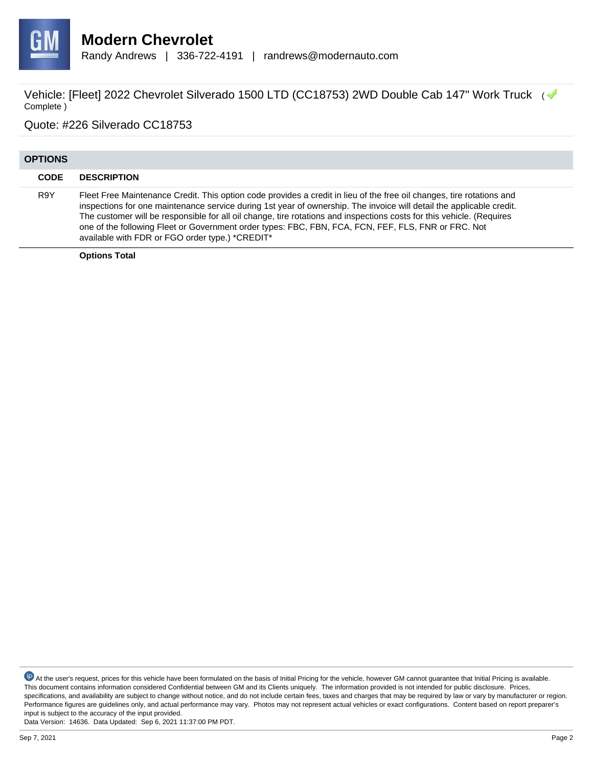# Modern Chevrolet

Randy Andrews | 336-722-4191 | randrews@modernauto.com

Vehicle: [Fleet] 2022 Chevrolet Silverado 1500 LTD (CC18753) 2WD Double Cab 147" Work Truck ( Complete )

Quote: #226 Silverado CC18753

## OPTIONS

| CODE | DESCRIPTION |
| --- | --- |
| R9Y | Fleet Free Maintenance Credit. This option code provides a credit in lieu of the free oil changes, tire rotations and inspections for one maintenance service during 1st year of ownership. The invoice will detail the applicable credit. The customer will be responsible for all oil change, tire rotations and inspections costs for this vehicle. (Requires one of the following Fleet or Government order types: FBC, FBN, FCA, FCN, FEF, FLS, FNR or FRC. Not available with FDR or FGO order type.) *CREDIT* |
| | **Options Total** |

At the user's request, prices for this vehicle have been formulated on the basis of Initial Pricing for the vehicle, however GM cannot guarantee that Initial Pricing is available. This document contains information considered Confidential between GM and its Clients uniquely. The information provided is not intended for public disclosure. Prices, specifications, and availability are subject to change without notice, and do not include certain fees, taxes and charges that may be required by law or vary by manufacturer or region. Performance figures are guidelines only, and actual performance may vary. Photos may not represent actual vehicles or exact configurations. Content based on report preparer's input is subject to the accuracy of the input provided.

Data Version: 14636. Data Updated: Sep 6, 2021 11:37:00 PM PDT.

Sep 7, 2021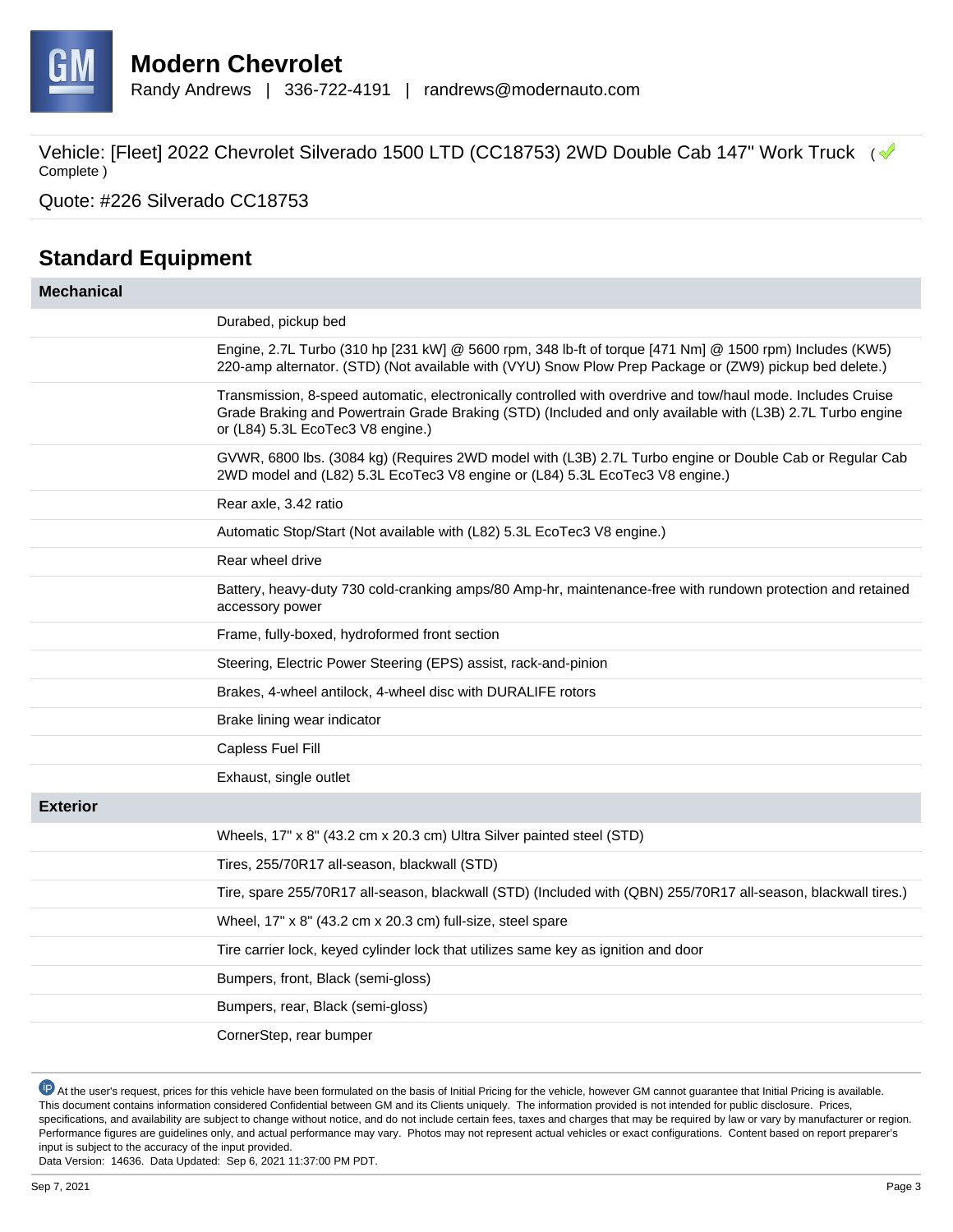# Modern Chevrolet

Randy Andrews | 336-722-4191 | randrews@modernauto.com

Vehicle: [Fleet] 2022 Chevrolet Silverado 1500 LTD (CC18753) 2WD Double Cab 147" Work Truck ( Complete )

Quote: #226 Silverado CC18753

## Standard Equipment

| | |
|---|---|
| **Mechanical** | |
| | Durabed, pickup bed |
| | Engine, 2.7L Turbo (310 hp [231 kW] @ 5600 rpm, 348 lb-ft of torque [471 Nm] @ 1500 rpm) Includes (KW5) 220-amp alternator. (STD) (Not available with (VYU) Snow Plow Prep Package or (ZW9) pickup bed delete.) |
| | Transmission, 8-speed automatic, electronically controlled with overdrive and tow/haul mode. Includes Cruise Grade Braking and Powertrain Grade Braking (STD) (Included and only available with (L3B) 2.7L Turbo engine or (L84) 5.3L EcoTec3 V8 engine.) |
| | GVWR, 6800 lbs. (3084 kg) (Requires 2WD model with (L3B) 2.7L Turbo engine or Double Cab or Regular Cab 2WD model and (L82) 5.3L EcoTec3 V8 engine or (L84) 5.3L EcoTec3 V8 engine.) |
| | Rear axle, 3.42 ratio |
| | Automatic Stop/Start (Not available with (L82) 5.3L EcoTec3 V8 engine.) |
| | Rear wheel drive |
| | Battery, heavy-duty 730 cold-cranking amps/80 Amp-hr, maintenance-free with rundown protection and retained accessory power |
| | Frame, fully-boxed, hydroformed front section |
| | Steering, Electric Power Steering (EPS) assist, rack-and-pinion |
| | Brakes, 4-wheel antilock, 4-wheel disc with DURALIFE rotors |
| | Brake lining wear indicator |
| | Capless Fuel Fill |
| | Exhaust, single outlet |
| **Exterior** | |
| | Wheels, 17" x 8" (43.2 cm x 20.3 cm) Ultra Silver painted steel (STD) |
| | Tires, 255/70R17 all-season, blackwall (STD) |
| | Tire, spare 255/70R17 all-season, blackwall (STD) (Included with (QBN) 255/70R17 all-season, blackwall tires.) |
| | Wheel, 17" x 8" (43.2 cm x 20.3 cm) full-size, steel spare |
| | Tire carrier lock, keyed cylinder lock that utilizes same key as ignition and door |
| | Bumpers, front, Black (semi-gloss) |
| | Bumpers, rear, Black (semi-gloss) |
| | CornerStep, rear bumper |

At the user's request, prices for this vehicle have been formulated on the basis of Initial Pricing for the vehicle, however GM cannot guarantee that Initial Pricing is available. This document contains information considered Confidential between GM and its Clients uniquely. The information provided is not intended for public disclosure. Prices, specifications, and availability are subject to change without notice, and do not include certain fees, taxes and charges that may be required by law or vary by manufacturer or region. Performance figures are guidelines only, and actual performance may vary. Photos may not represent actual vehicles or exact configurations. Content based on report preparer's input is subject to the accuracy of the input provided.
Data Version: 14636. Data Updated: Sep 6, 2021 11:37:00 PM PDT.

Sep 7, 2021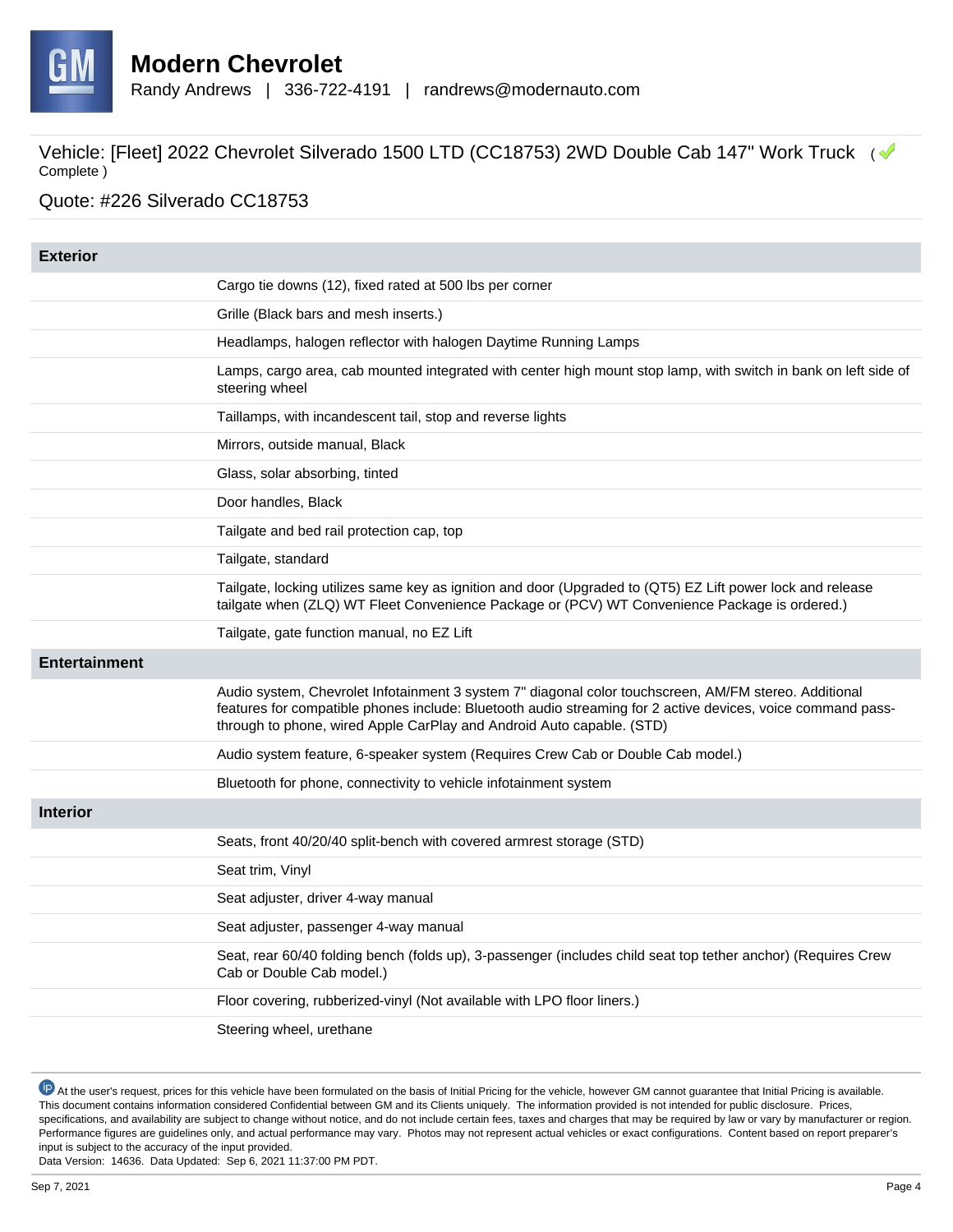# Modern Chevrolet

Randy Andrews | 336-722-4191 | randrews@modernauto.com

Vehicle: [Fleet] 2022 Chevrolet Silverado 1500 LTD (CC18753) 2WD Double Cab 147" Work Truck ( Complete )

Quote: #226 Silverado CC18753

## Exterior

- Cargo tie downs (12), fixed rated at 500 lbs per corner
- Grille (Black bars and mesh inserts.)
- Headlamps, halogen reflector with halogen Daytime Running Lamps
- Lamps, cargo area, cab mounted integrated with center high mount stop lamp, with switch in bank on left side of steering wheel
- Taillamps, with incandescent tail, stop and reverse lights
- Mirrors, outside manual, Black
- Glass, solar absorbing, tinted
- Door handles, Black
- Tailgate and bed rail protection cap, top
- Tailgate, standard
- Tailgate, locking utilizes same key as ignition and door (Upgraded to (QT5) EZ Lift power lock and release tailgate when (ZLQ) WT Fleet Convenience Package or (PCV) WT Convenience Package is ordered.)
- Tailgate, gate function manual, no EZ Lift

## Entertainment

- Audio system, Chevrolet Infotainment 3 system 7" diagonal color touchscreen, AM/FM stereo. Additional features for compatible phones include: Bluetooth audio streaming for 2 active devices, voice command pass-through to phone, wired Apple CarPlay and Android Auto capable. (STD)
- Audio system feature, 6-speaker system (Requires Crew Cab or Double Cab model.)
- Bluetooth for phone, connectivity to vehicle infotainment system

## Interior

- Seats, front 40/20/40 split-bench with covered armrest storage (STD)
- Seat trim, Vinyl
- Seat adjuster, driver 4-way manual
- Seat adjuster, passenger 4-way manual
- Seat, rear 60/40 folding bench (folds up), 3-passenger (includes child seat top tether anchor) (Requires Crew Cab or Double Cab model.)
- Floor covering, rubberized-vinyl (Not available with LPO floor liners.)
- Steering wheel, urethane

At the user's request, prices for this vehicle have been formulated on the basis of Initial Pricing for the vehicle, however GM cannot guarantee that Initial Pricing is available. This document contains information considered Confidential between GM and its Clients uniquely. The information provided is not intended for public disclosure. Prices, specifications, and availability are subject to change without notice, and do not include certain fees, taxes and charges that may be required by law or vary by manufacturer or region. Performance figures are guidelines only, and actual performance may vary. Photos may not represent actual vehicles or exact configurations. Content based on report preparer's input is subject to the accuracy of the input provided.
Data Version: 14636. Data Updated: Sep 6, 2021 11:37:00 PM PDT.

Sep 7, 2021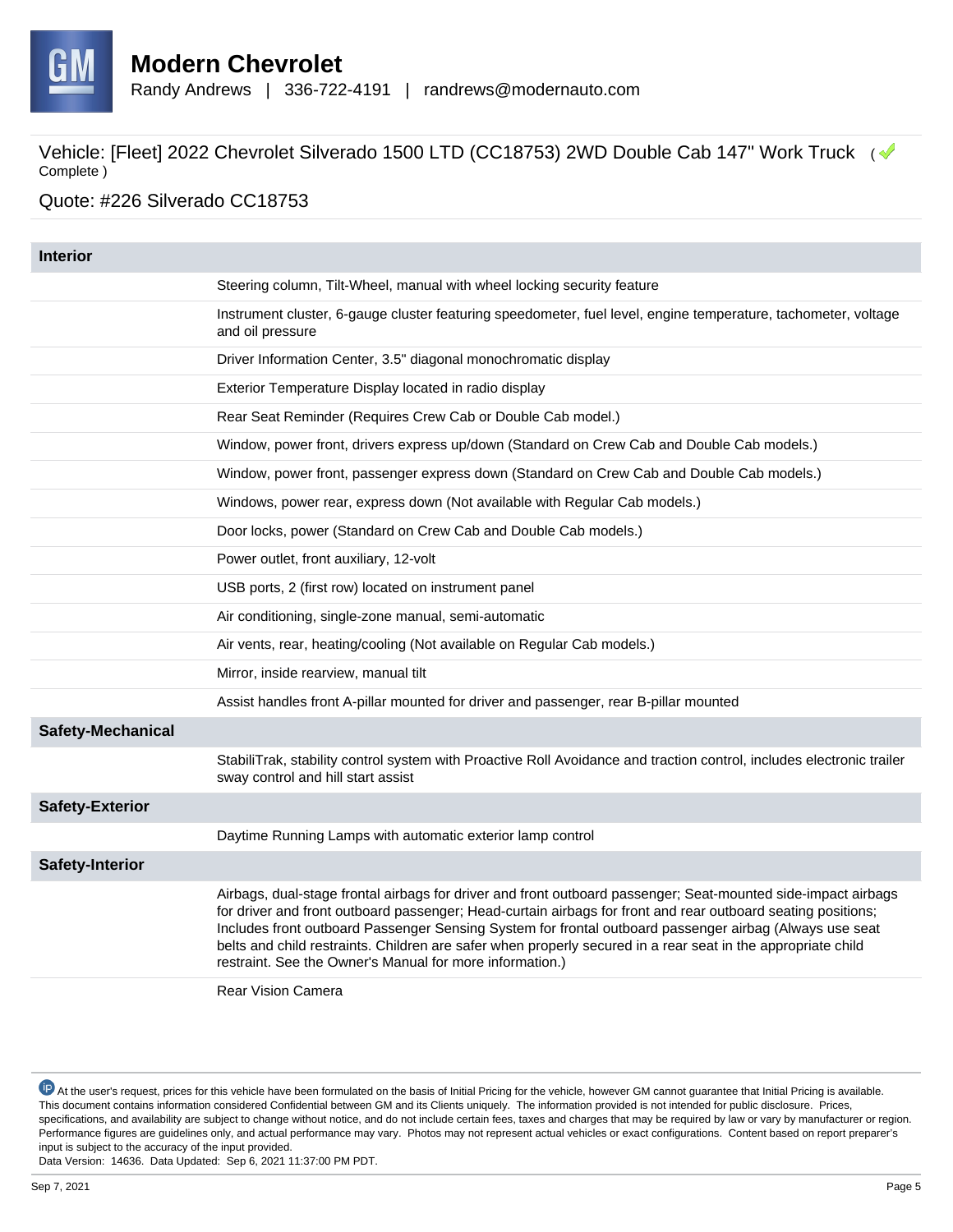**Modern Chevrolet**

Randy Andrews | 336-722-4191 | randrews@modernauto.com

Vehicle: [Fleet] 2022 Chevrolet Silverado 1500 LTD (CC18753) 2WD Double Cab 147" Work Truck ( Complete )

Quote: #226 Silverado CC18753

| | |
|---|---|
| **Interior** | |
| | Steering column, Tilt-Wheel, manual with wheel locking security feature |
| | Instrument cluster, 6-gauge cluster featuring speedometer, fuel level, engine temperature, tachometer, voltage and oil pressure |
| | Driver Information Center, 3.5" diagonal monochromatic display |
| | Exterior Temperature Display located in radio display |
| | Rear Seat Reminder (Requires Crew Cab or Double Cab model.) |
| | Window, power front, drivers express up/down (Standard on Crew Cab and Double Cab models.) |
| | Window, power front, passenger express down (Standard on Crew Cab and Double Cab models.) |
| | Windows, power rear, express down (Not available with Regular Cab models.) |
| | Door locks, power (Standard on Crew Cab and Double Cab models.) |
| | Power outlet, front auxiliary, 12-volt |
| | USB ports, 2 (first row) located on instrument panel |
| | Air conditioning, single-zone manual, semi-automatic |
| | Air vents, rear, heating/cooling (Not available on Regular Cab models.) |
| | Mirror, inside rearview, manual tilt |
| | Assist handles front A-pillar mounted for driver and passenger, rear B-pillar mounted |
| **Safety-Mechanical** | |
| | StabiliTrak, stability control system with Proactive Roll Avoidance and traction control, includes electronic trailer sway control and hill start assist |
| **Safety-Exterior** | |
| | Daytime Running Lamps with automatic exterior lamp control |
| **Safety-Interior** | |
| | Airbags, dual-stage frontal airbags for driver and front outboard passenger; Seat-mounted side-impact airbags for driver and front outboard passenger; Head-curtain airbags for front and rear outboard seating positions; Includes front outboard Passenger Sensing System for frontal outboard passenger airbag (Always use seat belts and child restraints. Children are safer when properly secured in a rear seat in the appropriate child restraint. See the Owner's Manual for more information.) |
| | Rear Vision Camera |

At the user's request, prices for this vehicle have been formulated on the basis of Initial Pricing for the vehicle, however GM cannot guarantee that Initial Pricing is available. This document contains information considered Confidential between GM and its Clients uniquely. The information provided is not intended for public disclosure. Prices, specifications, and availability are subject to change without notice, and do not include certain fees, taxes and charges that may be required by law or vary by manufacturer or region. Performance figures are guidelines only, and actual performance may vary. Photos may not represent actual vehicles or exact configurations. Content based on report preparer's input is subject to the accuracy of the input provided.
Data Version: 14636. Data Updated: Sep 6, 2021 11:37:00 PM PDT.

Sep 7, 2021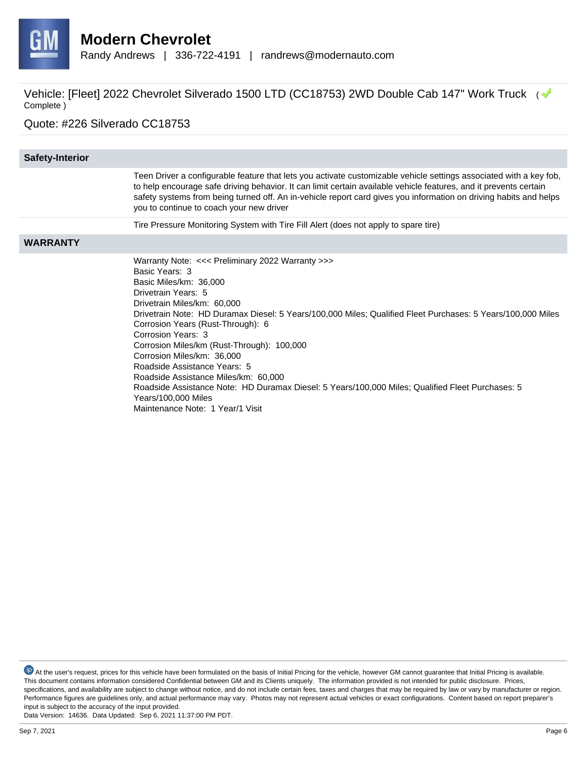# Modern Chevrolet

Randy Andrews | 336-722-4191 | randrews@modernauto.com

Vehicle: [Fleet] 2022 Chevrolet Silverado 1500 LTD (CC18753) 2WD Double Cab 147" Work Truck ( Complete )

Quote: #226 Silverado CC18753

## Safety-Interior

| | |
|---|---|
| | Teen Driver a configurable feature that lets you activate customizable vehicle settings associated with a key fob, to help encourage safe driving behavior. It can limit certain available vehicle features, and it prevents certain safety systems from being turned off. An in-vehicle report card gives you information on driving habits and helps you to continue to coach your new driver |
| | Tire Pressure Monitoring System with Tire Fill Alert (does not apply to spare tire) |

## WARRANTY

Warranty Note: <<< Preliminary 2022 Warranty >>>
Basic Years: 3
Basic Miles/km: 36,000
Drivetrain Years: 5
Drivetrain Miles/km: 60,000
Drivetrain Note: HD Duramax Diesel: 5 Years/100,000 Miles; Qualified Fleet Purchases: 5 Years/100,000 Miles
Corrosion Years (Rust-Through): 6
Corrosion Years: 3
Corrosion Miles/km (Rust-Through): 100,000
Corrosion Miles/km: 36,000
Roadside Assistance Years: 5
Roadside Assistance Miles/km: 60,000
Roadside Assistance Note: HD Duramax Diesel: 5 Years/100,000 Miles; Qualified Fleet Purchases: 5 Years/100,000 Miles
Maintenance Note: 1 Year/1 Visit

At the user's request, prices for this vehicle have been formulated on the basis of Initial Pricing for the vehicle, however GM cannot guarantee that Initial Pricing is available. This document contains information considered Confidential between GM and its Clients uniquely. The information provided is not intended for public disclosure. Prices, specifications, and availability are subject to change without notice, and do not include certain fees, taxes and charges that may be required by law or vary by manufacturer or region. Performance figures are guidelines only, and actual performance may vary. Photos may not represent actual vehicles or exact configurations. Content based on report preparer's input is subject to the accuracy of the input provided.
Data Version: 14636. Data Updated: Sep 6, 2021 11:37:00 PM PDT.

Sep 7, 2021